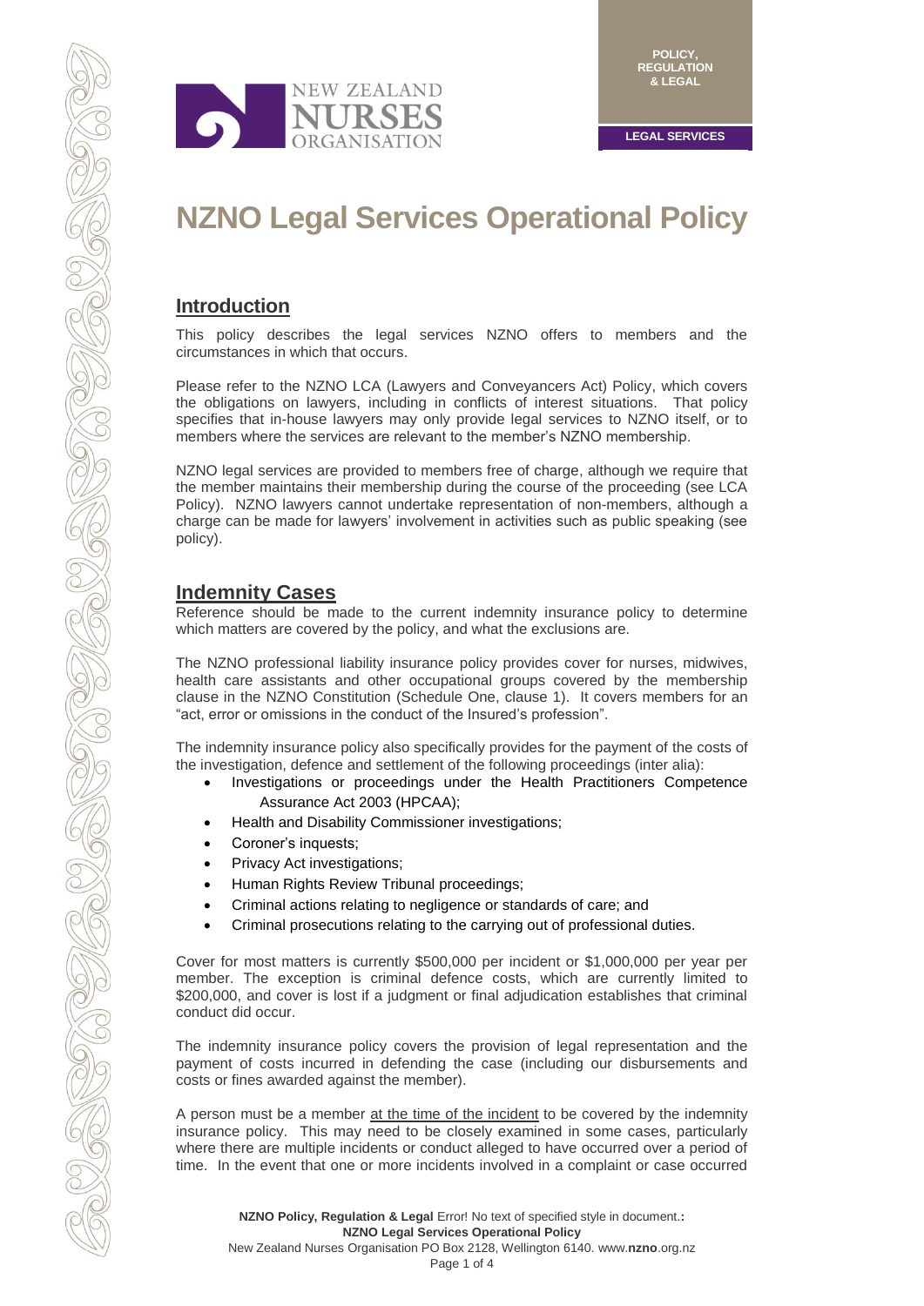# NZNO Legal Services Operational Policy

## Introduction

This policy describes the legal services NZNO offers to members and the circumstances in which that occurs.

Please refer to the NZNO LCA (Lawyers and Conveyancers Act) Policy, which covers the obligations on lawyers, including in conflicts of interest situations. That policy specifies that in-house lawyers may only provide legal services to NZNO itself, or to members where the services are relevant to the member's NZNO membership.

NZNO legal services are provided to members free of charge, although we require that the member maintains their membership during the course of the proceeding (see LCA Policy). NZNO lawyers cannot undertake representation of non-members, although a charge can be made for lawyers' involvement in activities such as public speaking (see policy).

## Indemnity Cases

Reference should be made to the current indemnity insurance policy to determine which matters are covered by the policy, and what the exclusions are.

The NZNO professional liability insurance policy provides cover for nurses, midwives, health care assistants and other occupational groups covered by the membership clause in the NZNO Constitution (Schedule One, clause 1). It covers members for an "act, error or omissions in the conduct of the Insured's profession".

The indemnity insurance policy also specifically provides for the payment of the costs of the investigation, defence and settlement of the following proceedings (inter alia):

- Investigations or proceedings under the Health Practitioners Competence Assurance Act 2003 (HPCAA);
- Health and Disability Commissioner investigations;
- Coroner's inquests;
- Privacy Act investigations;
- Human Rights Review Tribunal proceedings;
- Criminal actions relating to negligence or standards of care; and
- Criminal prosecutions relating to the carrying out of professional duties.

Cover for most matters is currently $500,000 per incident or $1,000,000 per year per member. The exception is criminal defence costs, which are currently limited to $200,000, and cover is lost if a judgment or final adjudication establishes that criminal conduct did occur.

The indemnity insurance policy covers the provision of legal representation and the payment of costs incurred in defending the case (including our disbursements and costs or fines awarded against the member).

A person must be a member at the time of the incident to be covered by the indemnity insurance policy. This may need to be closely examined in some cases, particularly where there are multiple incidents or conduct alleged to have occurred over a period of time. In the event that one or more incidents involved in a complaint or case occurred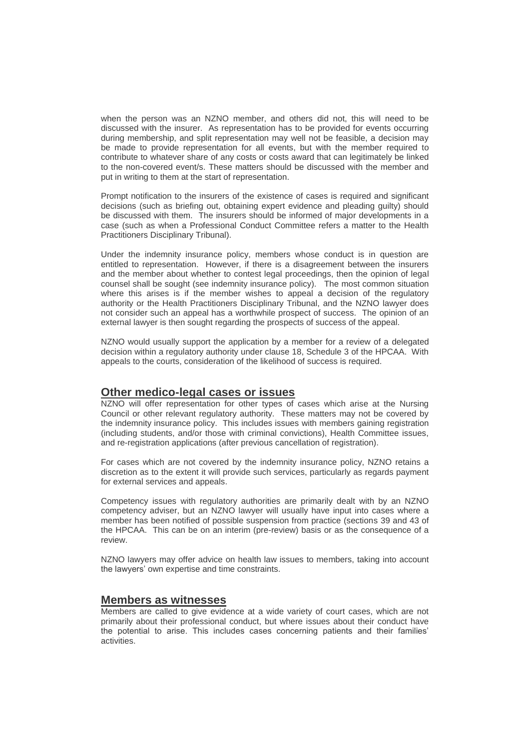when the person was an NZNO member, and others did not, this will need to be discussed with the insurer. As representation has to be provided for events occurring during membership, and split representation may well not be feasible, a decision may be made to provide representation for all events, but with the member required to contribute to whatever share of any costs or costs award that can legitimately be linked to the non-covered event/s. These matters should be discussed with the member and put in writing to them at the start of representation.

Prompt notification to the insurers of the existence of cases is required and significant decisions (such as briefing out, obtaining expert evidence and pleading guilty) should be discussed with them. The insurers should be informed of major developments in a case (such as when a Professional Conduct Committee refers a matter to the Health Practitioners Disciplinary Tribunal).

Under the indemnity insurance policy, members whose conduct is in question are entitled to representation. However, if there is a disagreement between the insurers and the member about whether to contest legal proceedings, then the opinion of legal counsel shall be sought (see indemnity insurance policy). The most common situation where this arises is if the member wishes to appeal a decision of the regulatory authority or the Health Practitioners Disciplinary Tribunal, and the NZNO lawyer does not consider such an appeal has a worthwhile prospect of success. The opinion of an external lawyer is then sought regarding the prospects of success of the appeal.

NZNO would usually support the application by a member for a review of a delegated decision within a regulatory authority under clause 18, Schedule 3 of the HPCAA. With appeals to the courts, consideration of the likelihood of success is required.

## Other medico-legal cases or issues

NZNO will offer representation for other types of cases which arise at the Nursing Council or other relevant regulatory authority. These matters may not be covered by the indemnity insurance policy. This includes issues with members gaining registration (including students, and/or those with criminal convictions), Health Committee issues, and re-registration applications (after previous cancellation of registration).

For cases which are not covered by the indemnity insurance policy, NZNO retains a discretion as to the extent it will provide such services, particularly as regards payment for external services and appeals.

Competency issues with regulatory authorities are primarily dealt with by an NZNO competency adviser, but an NZNO lawyer will usually have input into cases where a member has been notified of possible suspension from practice (sections 39 and 43 of the HPCAA. This can be on an interim (pre-review) basis or as the consequence of a review.

NZNO lawyers may offer advice on health law issues to members, taking into account the lawyers' own expertise and time constraints.

## Members as witnesses

Members are called to give evidence at a wide variety of court cases, which are not primarily about their professional conduct, but where issues about their conduct have the potential to arise. This includes cases concerning patients and their families' activities.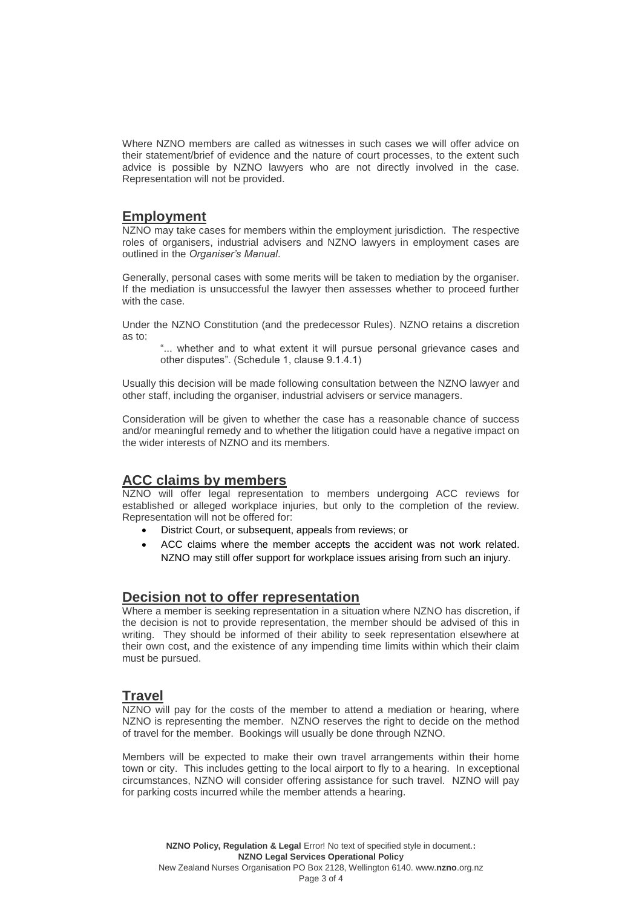Where NZNO members are called as witnesses in such cases we will offer advice on their statement/brief of evidence and the nature of court processes, to the extent such advice is possible by NZNO lawyers who are not directly involved in the case. Representation will not be provided.

## Employment

NZNO may take cases for members within the employment jurisdiction. The respective roles of organisers, industrial advisers and NZNO lawyers in employment cases are outlined in the *Organiser's Manual*.

Generally, personal cases with some merits will be taken to mediation by the organiser. If the mediation is unsuccessful the lawyer then assesses whether to proceed further with the case.

Under the NZNO Constitution (and the predecessor Rules). NZNO retains a discretion as to:

> "... whether and to what extent it will pursue personal grievance cases and other disputes". (Schedule 1, clause 9.1.4.1)

Usually this decision will be made following consultation between the NZNO lawyer and other staff, including the organiser, industrial advisers or service managers.

Consideration will be given to whether the case has a reasonable chance of success and/or meaningful remedy and to whether the litigation could have a negative impact on the wider interests of NZNO and its members.

## ACC claims by members

NZNO will offer legal representation to members undergoing ACC reviews for established or alleged workplace injuries, but only to the completion of the review. Representation will not be offered for:

- District Court, or subsequent, appeals from reviews; or
- ACC claims where the member accepts the accident was not work related. NZNO may still offer support for workplace issues arising from such an injury.

## Decision not to offer representation

Where a member is seeking representation in a situation where NZNO has discretion, if the decision is not to provide representation, the member should be advised of this in writing. They should be informed of their ability to seek representation elsewhere at their own cost, and the existence of any impending time limits within which their claim must be pursued.

## Travel

NZNO will pay for the costs of the member to attend a mediation or hearing, where NZNO is representing the member. NZNO reserves the right to decide on the method of travel for the member. Bookings will usually be done through NZNO.

Members will be expected to make their own travel arrangements within their home town or city. This includes getting to the local airport to fly to a hearing. In exceptional circumstances, NZNO will consider offering assistance for such travel. NZNO will pay for parking costs incurred while the member attends a hearing.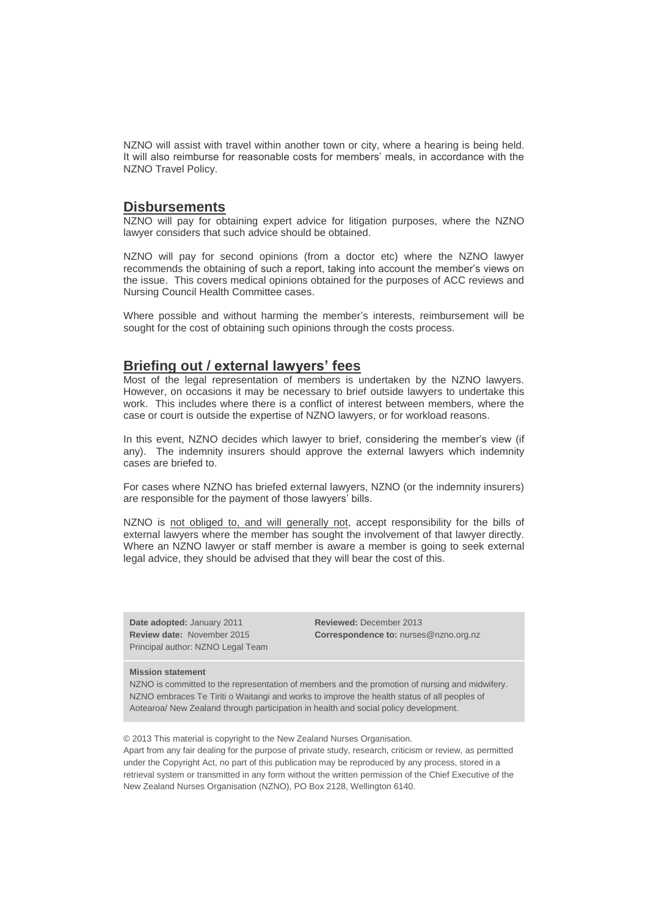NZNO will assist with travel within another town or city, where a hearing is being held. It will also reimburse for reasonable costs for members' meals, in accordance with the NZNO Travel Policy.

## Disbursements

NZNO will pay for obtaining expert advice for litigation purposes, where the NZNO lawyer considers that such advice should be obtained.

NZNO will pay for second opinions (from a doctor etc) where the NZNO lawyer recommends the obtaining of such a report, taking into account the member's views on the issue. This covers medical opinions obtained for the purposes of ACC reviews and Nursing Council Health Committee cases.

Where possible and without harming the member's interests, reimbursement will be sought for the cost of obtaining such opinions through the costs process.

## Briefing out / external lawyers' fees

Most of the legal representation of members is undertaken by the NZNO lawyers. However, on occasions it may be necessary to brief outside lawyers to undertake this work. This includes where there is a conflict of interest between members, where the case or court is outside the expertise of NZNO lawyers, or for workload reasons.

In this event, NZNO decides which lawyer to brief, considering the member's view (if any). The indemnity insurers should approve the external lawyers which indemnity cases are briefed to.

For cases where NZNO has briefed external lawyers, NZNO (or the indemnity insurers) are responsible for the payment of those lawyers' bills.

NZNO is not obliged to, and will generally not, accept responsibility for the bills of external lawyers where the member has sought the involvement of that lawyer directly. Where an NZNO lawyer or staff member is aware a member is going to seek external legal advice, they should be advised that they will bear the cost of this.

**Date adopted:** January 2011
**Review date:** November 2015
Principal author: NZNO Legal Team
**Reviewed:** December 2013
**Correspondence to:** nurses@nzno.org.nz

**Mission statement**

NZNO is committed to the representation of members and the promotion of nursing and midwifery. NZNO embraces Te Tiriti o Waitangi and works to improve the health status of all peoples of Aotearoa/ New Zealand through participation in health and social policy development.

© 2013 This material is copyright to the New Zealand Nurses Organisation.
Apart from any fair dealing for the purpose of private study, research, criticism or review, as permitted under the Copyright Act, no part of this publication may be reproduced by any process, stored in a retrieval system or transmitted in any form without the written permission of the Chief Executive of the New Zealand Nurses Organisation (NZNO), PO Box 2128, Wellington 6140.